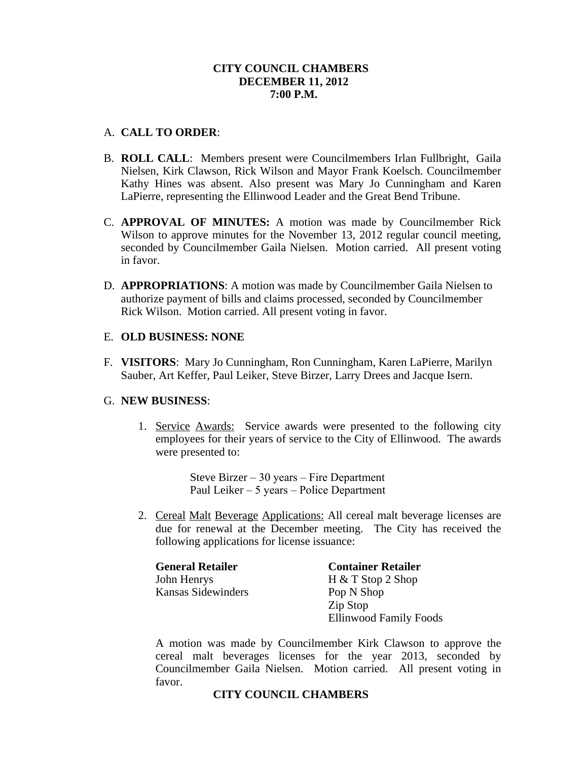**CITY COUNCIL CHAMBERS**
**DECEMBER 11, 2012**
**7:00 P.M.**

A. **CALL TO ORDER**:

B. **ROLL CALL**: Members present were Councilmembers Irlan Fullbright, Gaila Nielsen, Kirk Clawson, Rick Wilson and Mayor Frank Koelsch. Councilmember Kathy Hines was absent. Also present was Mary Jo Cunningham and Karen LaPierre, representing the Ellinwood Leader and the Great Bend Tribune.

C. **APPROVAL OF MINUTES:** A motion was made by Councilmember Rick Wilson to approve minutes for the November 13, 2012 regular council meeting, seconded by Councilmember Gaila Nielsen. Motion carried. All present voting in favor.

D. **APPROPRIATIONS**: A motion was made by Councilmember Gaila Nielsen to authorize payment of bills and claims processed, seconded by Councilmember Rick Wilson. Motion carried. All present voting in favor.

E. **OLD BUSINESS: NONE**

F. **VISITORS**: Mary Jo Cunningham, Ron Cunningham, Karen LaPierre, Marilyn Sauber, Art Keffer, Paul Leiker, Steve Birzer, Larry Drees and Jacque Isern.

G. **NEW BUSINESS**:

1. Service Awards: Service awards were presented to the following city employees for their years of service to the City of Ellinwood. The awards were presented to:

   Steve Birzer – 30 years – Fire Department
   Paul Leiker – 5 years – Police Department

2. Cereal Malt Beverage Applications: All cereal malt beverage licenses are due for renewal at the December meeting. The City has received the following applications for license issuance:

   | **General Retailer** | **Container Retailer** |
   |---|---|
   | John Henrys | H & T Stop 2 Shop |
   | Kansas Sidewinders | Pop N Shop |
   | | Zip Stop |
   | | Ellinwood Family Foods |

   A motion was made by Councilmember Kirk Clawson to approve the cereal malt beverages licenses for the year 2013, seconded by Councilmember Gaila Nielsen. Motion carried. All present voting in favor.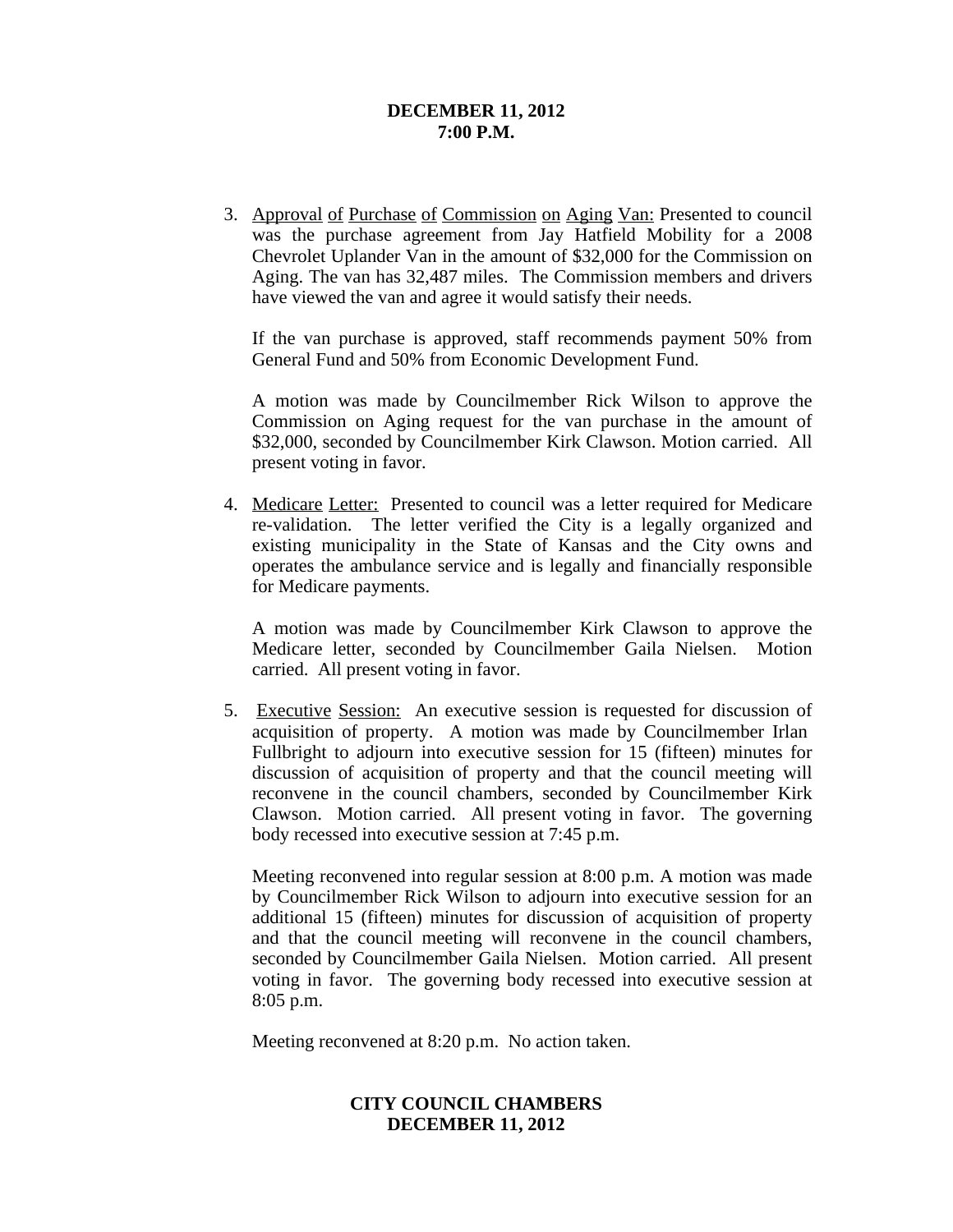3. Approval of Purchase of Commission on Aging Van: Presented to council was the purchase agreement from Jay Hatfield Mobility for a 2008 Chevrolet Uplander Van in the amount of $32,000 for the Commission on Aging. The van has 32,487 miles. The Commission members and drivers have viewed the van and agree it would satisfy their needs.

   If the van purchase is approved, staff recommends payment 50% from General Fund and 50% from Economic Development Fund.

   A motion was made by Councilmember Rick Wilson to approve the Commission on Aging request for the van purchase in the amount of $32,000, seconded by Councilmember Kirk Clawson. Motion carried. All present voting in favor.

4. Medicare Letter: Presented to council was a letter required for Medicare re-validation. The letter verified the City is a legally organized and existing municipality in the State of Kansas and the City owns and operates the ambulance service and is legally and financially responsible for Medicare payments.

   A motion was made by Councilmember Kirk Clawson to approve the Medicare letter, seconded by Councilmember Gaila Nielsen. Motion carried. All present voting in favor.

5. Executive Session: An executive session is requested for discussion of acquisition of property. A motion was made by Councilmember Irlan Fullbright to adjourn into executive session for 15 (fifteen) minutes for discussion of acquisition of property and that the council meeting will reconvene in the council chambers, seconded by Councilmember Kirk Clawson. Motion carried. All present voting in favor. The governing body recessed into executive session at 7:45 p.m.

   Meeting reconvened into regular session at 8:00 p.m. A motion was made by Councilmember Rick Wilson to adjourn into executive session for an additional 15 (fifteen) minutes for discussion of acquisition of property and that the council meeting will reconvene in the council chambers, seconded by Councilmember Gaila Nielsen. Motion carried. All present voting in favor. The governing body recessed into executive session at 8:05 p.m.

   Meeting reconvened at 8:20 p.m. No action taken.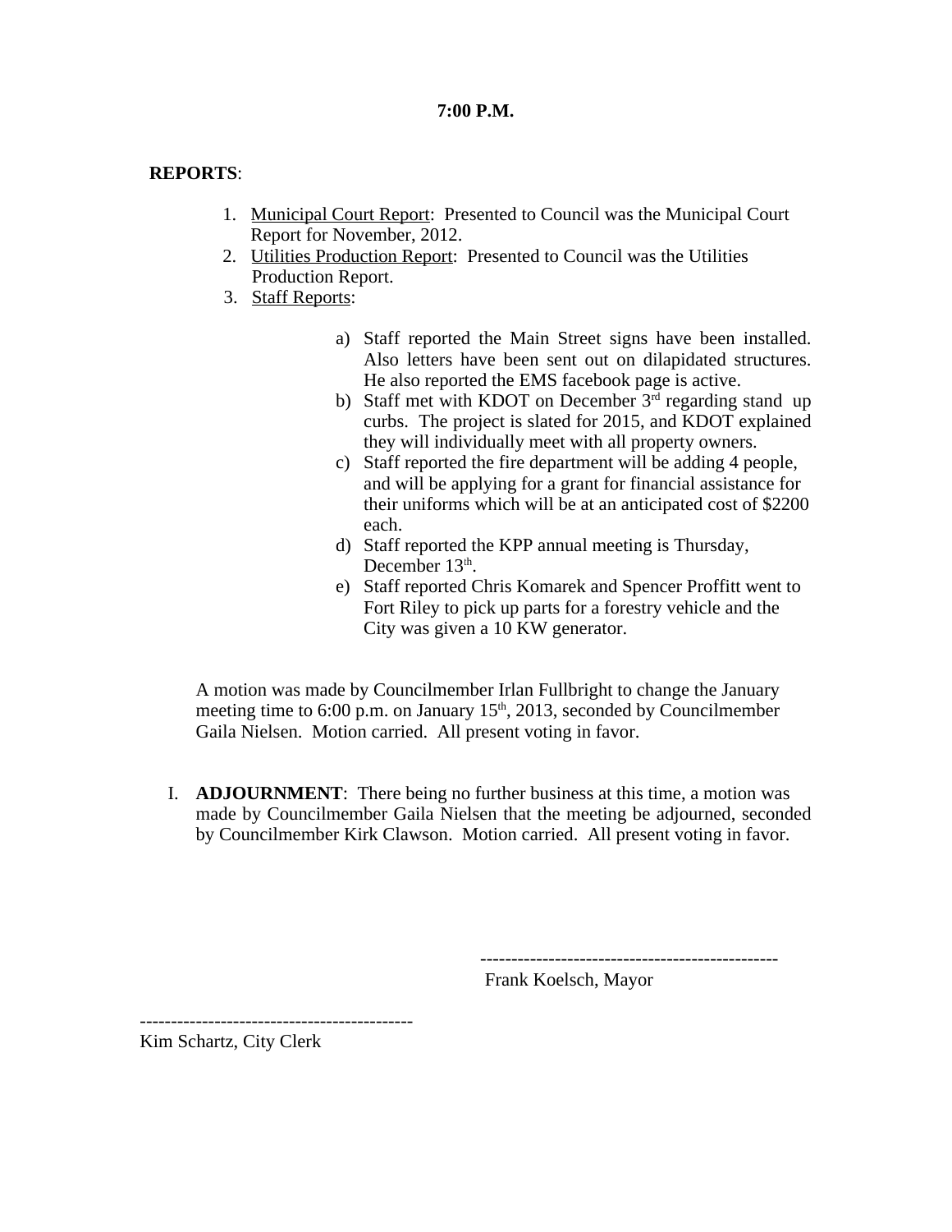**7:00 P.M.**

**REPORTS**:

1. Municipal Court Report: Presented to Council was the Municipal Court Report for November, 2012.
2. Utilities Production Report: Presented to Council was the Utilities Production Report.
3. Staff Reports:

   a) Staff reported the Main Street signs have been installed. Also letters have been sent out on dilapidated structures. He also reported the EMS facebook page is active.
   b) Staff met with KDOT on December 3rd regarding stand up curbs. The project is slated for 2015, and KDOT explained they will individually meet with all property owners.
   c) Staff reported the fire department will be adding 4 people, and will be applying for a grant for financial assistance for their uniforms which will be at an anticipated cost of $2200 each.
   d) Staff reported the KPP annual meeting is Thursday, December 13th.
   e) Staff reported Chris Komarek and Spencer Proffitt went to Fort Riley to pick up parts for a forestry vehicle and the City was given a 10 KW generator.

A motion was made by Councilmember Irlan Fullbright to change the January meeting time to 6:00 p.m. on January 15th, 2013, seconded by Councilmember Gaila Nielsen. Motion carried. All present voting in favor.

I. **ADJOURNMENT**: There being no further business at this time, a motion was made by Councilmember Gaila Nielsen that the meeting be adjourned, seconded by Councilmember Kirk Clawson. Motion carried. All present voting in favor.

------------------------------------------------
Frank Koelsch, Mayor

--------------------------------------------
Kim Schartz, City Clerk